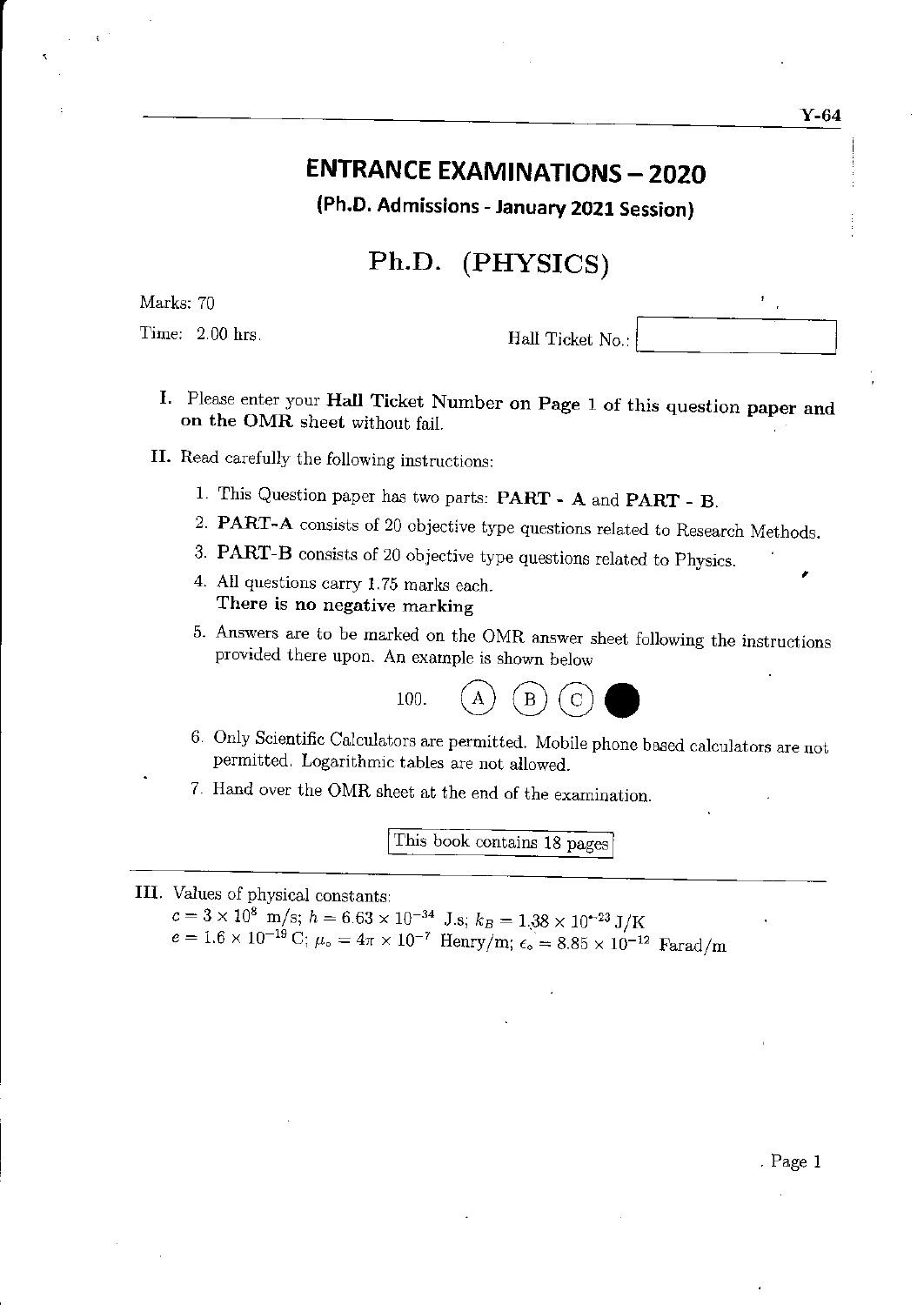Y-64

# ENTRANCE EXAMINATIONS – 2020

## (Ph.D. Admissions - January 2021 Session)

# Ph.D. (PHYSICS)

Marks: 70

Time: 2.00 hrs.

Hall Ticket No.:

**I.** Please enter your **Hall Ticket Number on Page 1 of this question paper and on the OMR sheet** without fail.

**II.** Read carefully the following instructions:

1. This Question paper has two parts: **PART - A** and **PART - B**.
2. **PART-A** consists of 20 objective type questions related to Research Methods.
3. **PART-B** consists of 20 objective type questions related to Physics.
4. All questions carry 1.75 marks each.
   **There is no negative marking**
5. Answers are to be marked on the OMR answer sheet following the instructions provided there upon. An example is shown below

   100. (A) (B) (C) ●

6. Only Scientific Calculators are permitted. Mobile phone based calculators are not permitted. Logarithmic tables are not allowed.
7. Hand over the OMR sheet at the end of the examination.

This book contains 18 pages

**III.** Values of physical constants:

$c = 3 \times 10^8$ m/s; $h = 6.63 \times 10^{-34}$ J.s; $k_B = 1.38 \times 10^{-23}$ J/K

$e = 1.6 \times 10^{-19}$ C; $\mu_o = 4\pi \times 10^{-7}$ Henry/m; $\epsilon_o = 8.85 \times 10^{-12}$ Farad/m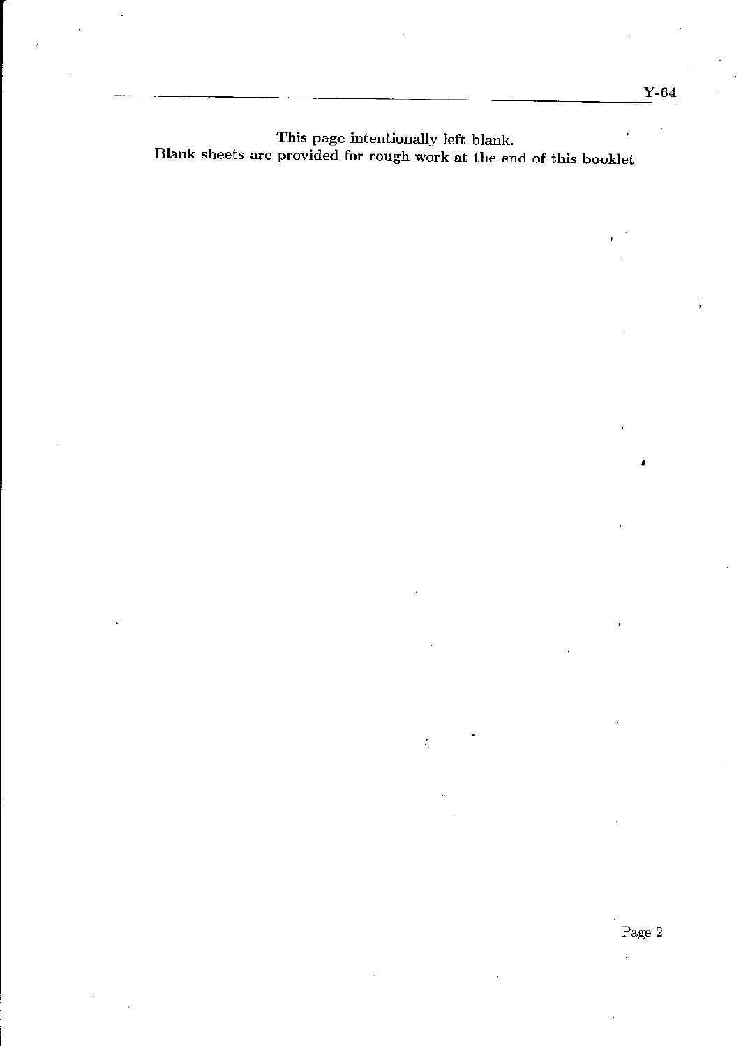This page intentionally left blank.
Blank sheets are provided for rough work at the end of this booklet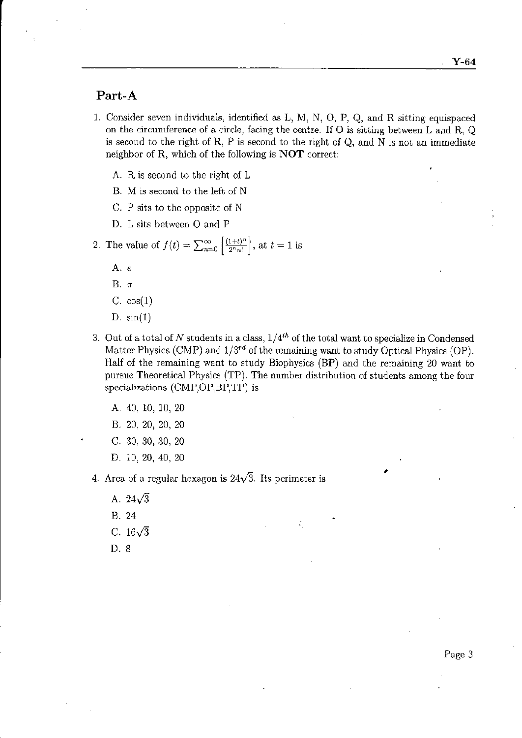## Part-A

1. Consider seven individuals, identified as L, M, N, O, P, Q, and R sitting equispaced on the circumference of a circle, facing the centre. If O is sitting between L and R, Q is second to the right of R, P is second to the right of Q, and N is not an immediate neighbor of R, which of the following is **NOT** correct:

   A. R is second to the right of L

   B. M is second to the left of N

   C. P sits to the opposite of N

   D. L sits between O and P

2. The value of $f(t) = \sum_{n=0}^{\infty} \left[\frac{(1+t)^n}{2^n n!}\right]$, at $t = 1$ is

   A. $e$

   B. $\pi$

   C. $\cos(1)$

   D. $\sin(1)$

3. Out of a total of $N$ students in a class, $1/4^{th}$ of the total want to specialize in Condensed Matter Physics (CMP) and $1/3^{rd}$ of the remaining want to study Optical Physics (OP). Half of the remaining want to study Biophysics (BP) and the remaining 20 want to pursue Theoretical Physics (TP). The number distribution of students among the four specializations (CMP,OP,BP,TP) is

   A. 40, 10, 10, 20

   B. 20, 20, 20, 20

   C. 30, 30, 30, 20

   D. 10, 20, 40, 20

4. Area of a regular hexagon is $24\sqrt{3}$. Its perimeter is

   A. $24\sqrt{3}$

   B. 24

   C. $16\sqrt{3}$

   D. 8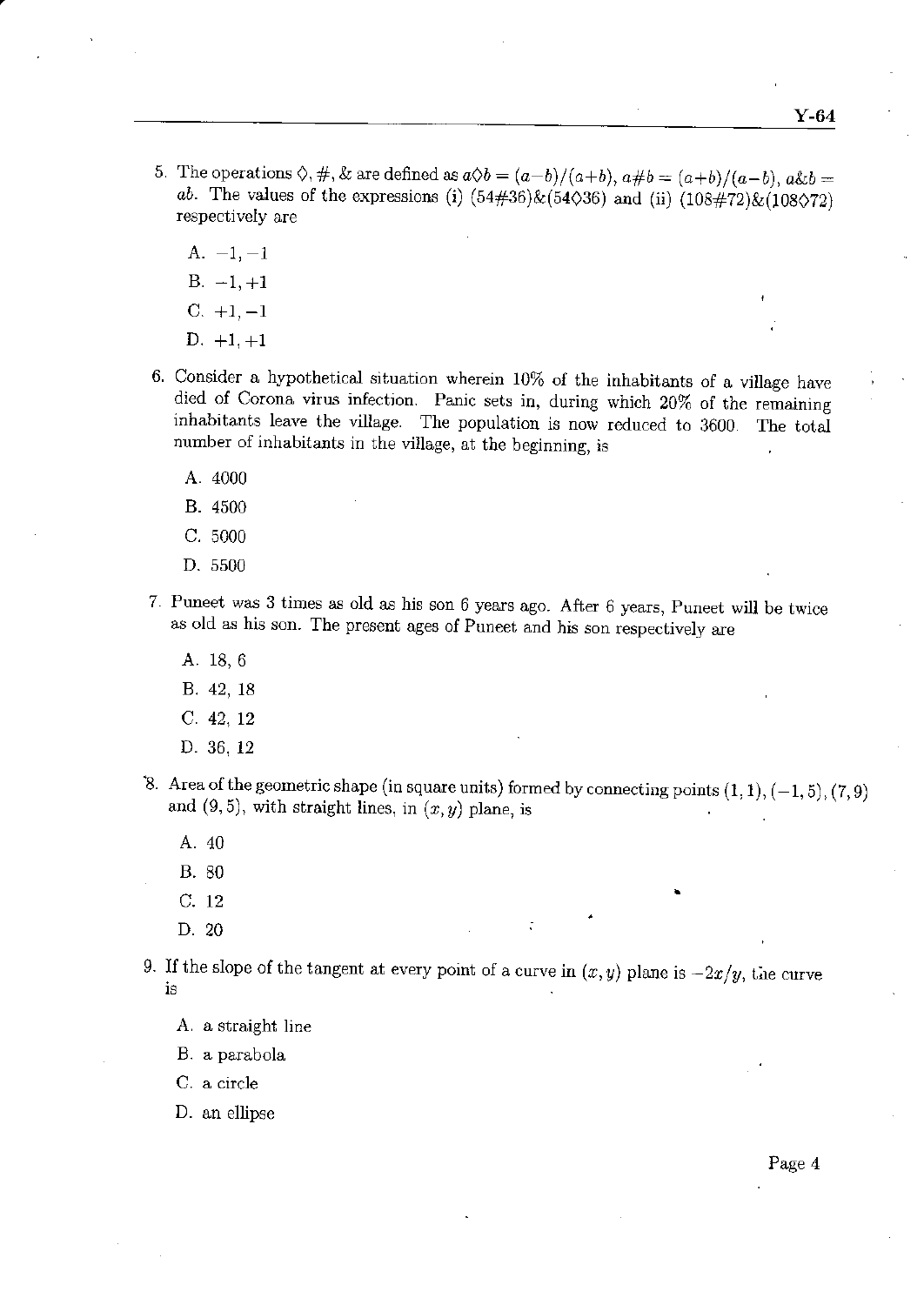5. The operations $\diamond, \#, \&$ are defined as $a \diamond b = (a-b)/(a+b)$, $a\#b = (a+b)/(a-b)$, $a\&b = ab$. The values of the expressions (i) $(54\#36)\&(54\diamond36)$ and (ii) $(108\#72)\&(108\diamond72)$ respectively are

   A. $-1, -1$

   B. $-1, +1$

   C. $+1, -1$

   D. $+1, +1$

6. Consider a hypothetical situation wherein 10% of the inhabitants of a village have died of Corona virus infection. Panic sets in, during which 20% of the remaining inhabitants leave the village. The population is now reduced to 3600. The total number of inhabitants in the village, at the beginning, is

   A. 4000

   B. 4500

   C. 5000

   D. 5500

7. Puneet was 3 times as old as his son 6 years ago. After 6 years, Puneet will be twice as old as his son. The present ages of Puneet and his son respectively are

   A. 18, 6

   B. 42, 18

   C. 42, 12

   D. 36, 12

8. Area of the geometric shape (in square units) formed by connecting points $(1, 1), (-1, 5), (7, 9)$ and $(9, 5)$, with straight lines, in $(x, y)$ plane, is

   A. 40

   B. 80

   C. 12

   D. 20

9. If the slope of the tangent at every point of a curve in $(x, y)$ plane is $-2x/y$, the curve is

   A. a straight line

   B. a parabola

   C. a circle

   D. an ellipse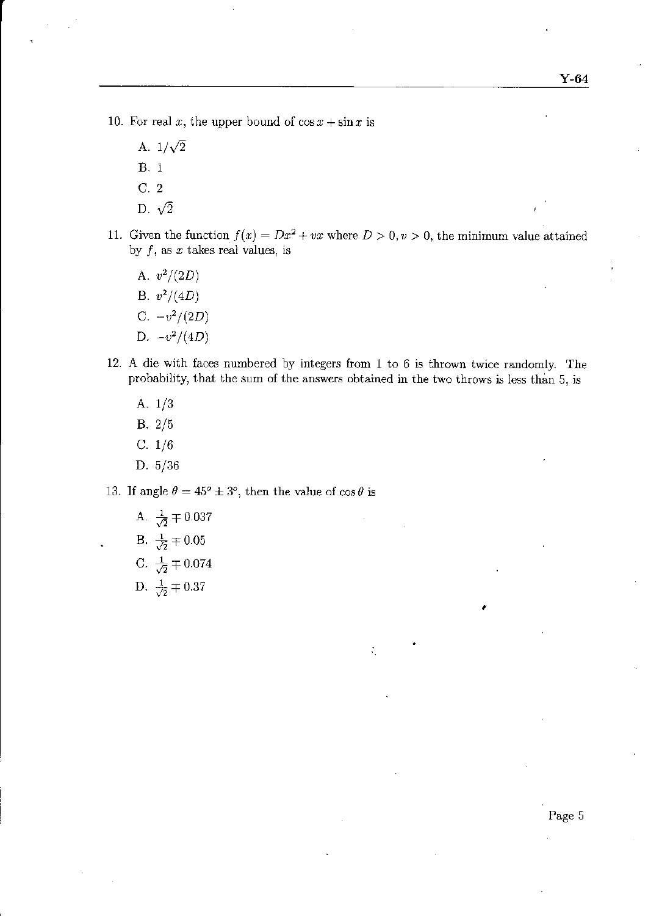10. For real $x$, the upper bound of $\cos x + \sin x$ is

    A. $1/\sqrt{2}$

    B. 1

    C. 2

    D. $\sqrt{2}$

11. Given the function $f(x) = Dx^2 + vx$ where $D > 0, v > 0$, the minimum value attained by $f$, as $x$ takes real values, is

    A. $v^2/(2D)$

    B. $v^2/(4D)$

    C. $-v^2/(2D)$

    D. $-v^2/(4D)$

12. A die with faces numbered by integers from 1 to 6 is thrown twice randomly. The probability, that the sum of the answers obtained in the two throws is less than 5, is

    A. 1/3

    B. 2/5

    C. 1/6

    D. 5/36

13. If angle $\theta = 45^o \pm 3^o$, then the value of $\cos\theta$ is

    A. $\frac{1}{\sqrt{2}} \mp 0.037$

    B. $\frac{1}{\sqrt{2}} \mp 0.05$

    C. $\frac{1}{\sqrt{2}} \mp 0.074$

    D. $\frac{1}{\sqrt{2}} \mp 0.37$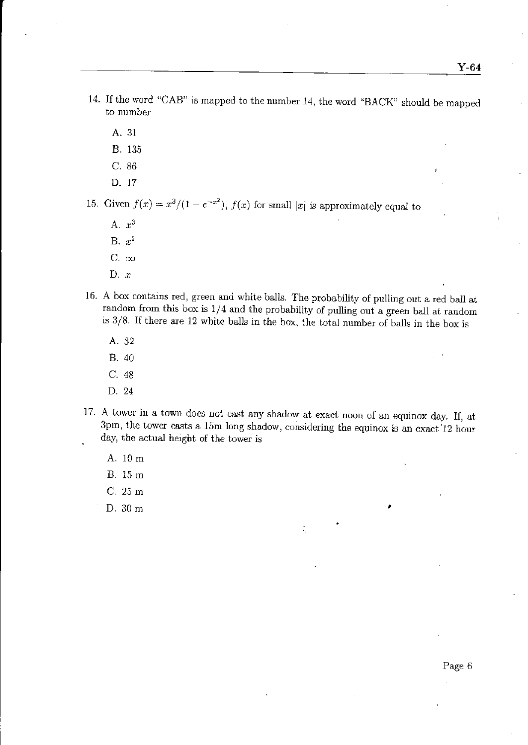14. If the word "CAB" is mapped to the number 14, the word "BACK" should be mapped to number

    A. 31

    B. 135

    C. 86

    D. 17

15. Given $f(x) = x^3/(1 - e^{-x^2})$, $f(x)$ for small $|x|$ is approximately equal to

    A. $x^3$

    B. $x^2$

    C. $\infty$

    D. $x$

16. A box contains red, green and white balls. The probability of pulling out a red ball at random from this box is $1/4$ and the probability of pulling out a green ball at random is $3/8$. If there are 12 white balls in the box, the total number of balls in the box is

    A. 32

    B. 40

    C. 48

    D. 24

17. A tower in a town does not cast any shadow at exact noon of an equinox day. If, at 3pm, the tower casts a 15m long shadow, considering the equinox is an exact 12 hour day, the actual height of the tower is

    A. 10 m

    B. 15 m

    C. 25 m

    D. 30 m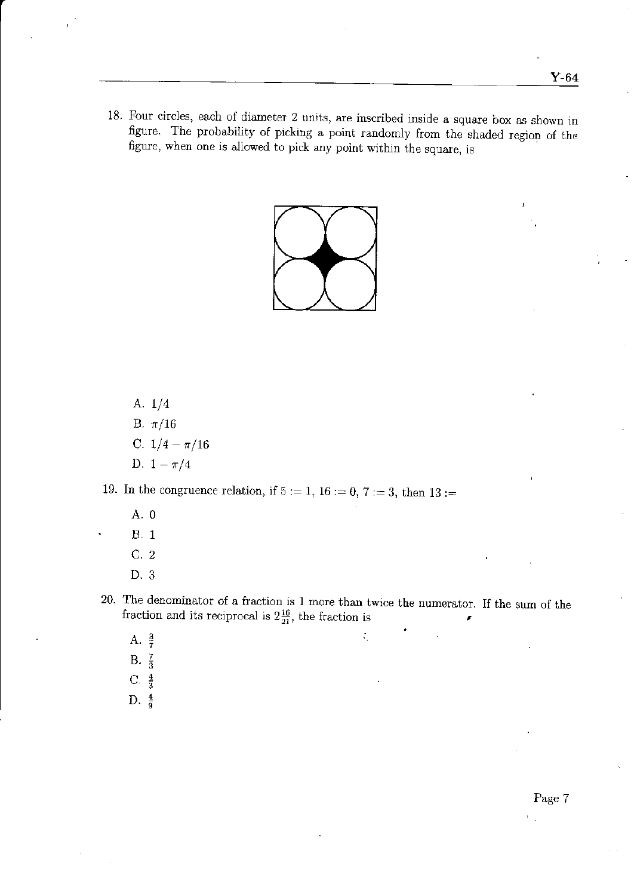18. Four circles, each of diameter 2 units, are inscribed inside a square box as shown in figure. The probability of picking a point randomly from the shaded region of the figure, when one is allowed to pick any point within the square, is

    A. $1/4$
    B. $\pi/16$
    C. $1/4 - \pi/16$
    D. $1 - \pi/4$

19. In the congruence relation, if $5 := 1$, $16 := 0$, $7 := 3$, then $13 :=$

    A. 0
    B. 1
    C. 2
    D. 3

20. The denominator of a fraction is 1 more than twice the numerator. If the sum of the fraction and its reciprocal is $2\frac{16}{21}$, the fraction is

    A. $\frac{3}{7}$
    B. $\frac{7}{3}$
    C. $\frac{4}{3}$
    D. $\frac{4}{9}$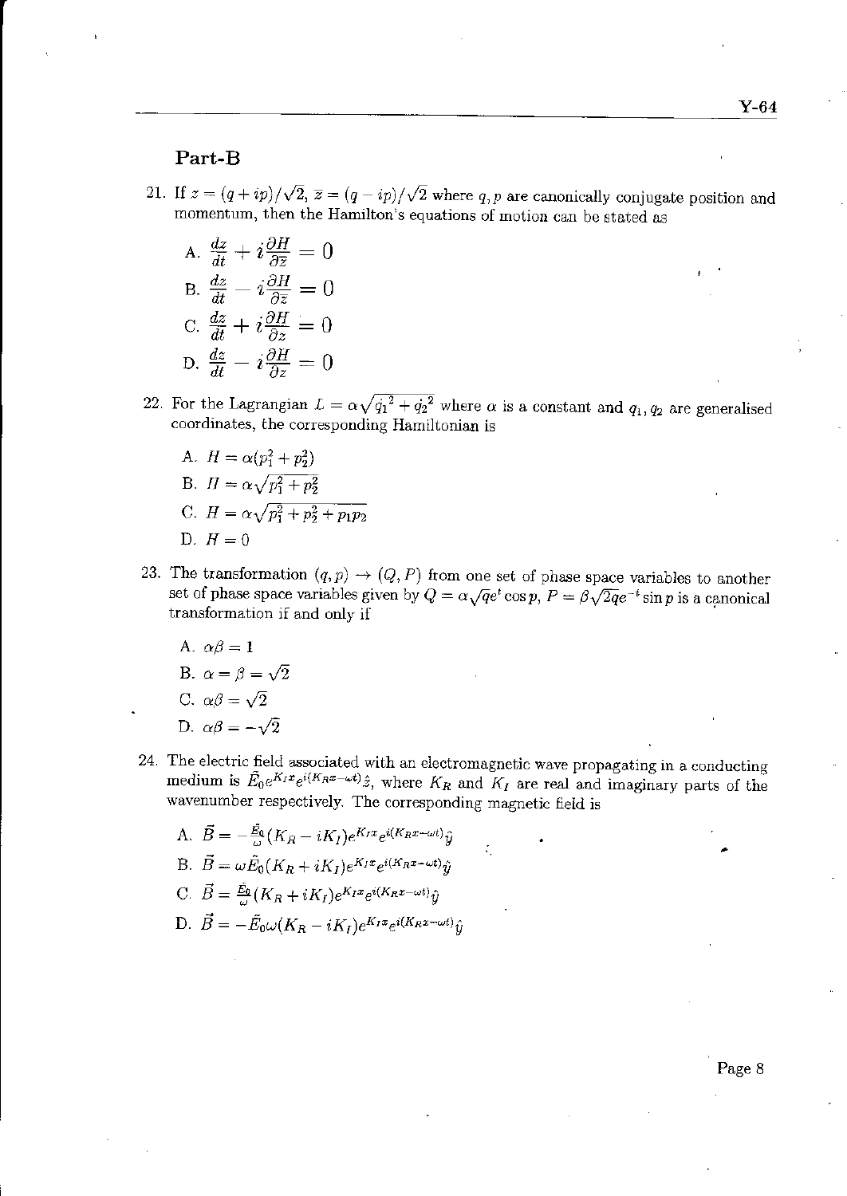## Part-B

21. If $z = (q + ip)/\sqrt{2}$, $\bar{z} = (q - ip)/\sqrt{2}$ where $q, p$ are canonically conjugate position and momentum, then the Hamilton's equations of motion can be stated as

   A. $\frac{dz}{dt} + i\frac{\partial H}{\partial \bar{z}} = 0$

   B. $\frac{dz}{dt} - i\frac{\partial H}{\partial \bar{z}} = 0$

   C. $\frac{dz}{dt} + i\frac{\partial H}{\partial z} = 0$

   D. $\frac{dz}{dt} - i\frac{\partial H}{\partial z} = 0$

22. For the Lagrangian $L = \alpha\sqrt{\dot{q}_1^{\,2} + \dot{q}_2^{\,2}}$ where $\alpha$ is a constant and $q_1, q_2$ are generalised coordinates, the corresponding Hamiltonian is

   A. $H = \alpha(p_1^2 + p_2^2)$

   B. $H = \alpha\sqrt{p_1^2 + p_2^2}$

   C. $H = \alpha\sqrt{p_1^2 + p_2^2 + p_1 p_2}$

   D. $H = 0$

23. The transformation $(q, p) \to (Q, P)$ from one set of phase space variables to another set of phase space variables given by $Q = \alpha\sqrt{q}e^t \cos p$, $P = \beta\sqrt{2q}e^{-t}\sin p$ is a canonical transformation if and only if

   A. $\alpha\beta = 1$

   B. $\alpha = \beta = \sqrt{2}$

   C. $\alpha\beta = \sqrt{2}$

   D. $\alpha\beta = -\sqrt{2}$

24. The electric field associated with an electromagnetic wave propagating in a conducting medium is $\tilde{E}_0 e^{K_I x} e^{i(K_R x - \omega t)}\hat{z}$, where $K_R$ and $K_I$ are real and imaginary parts of the wavenumber respectively. The corresponding magnetic field is

   A. $\vec{B} = -\frac{\tilde{E}_0}{\omega}(K_R - iK_I)e^{K_I x}e^{i(K_R x - \omega t)}\hat{y}$

   B. $\vec{B} = \omega\tilde{E}_0(K_R + iK_I)e^{K_I x}e^{i(K_R x - \omega t)}\hat{y}$

   C. $\vec{B} = \frac{\tilde{E}_0}{\omega}(K_R + iK_I)e^{K_I x}e^{i(K_R x - \omega t)}\hat{y}$

   D. $\vec{B} = -\tilde{E}_0\omega(K_R - iK_I)e^{K_I x}e^{i(K_R x - \omega t)}\hat{y}$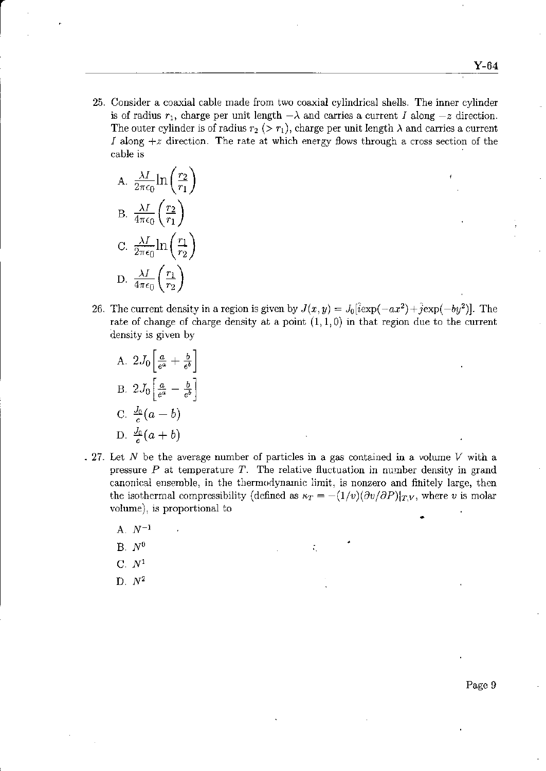25. Consider a coaxial cable made from two coaxial cylindrical shells. The inner cylinder is of radius $r_1$, charge per unit length $-\lambda$ and carries a current $I$ along $-z$ direction. The outer cylinder is of radius $r_2$ ($> r_1$), charge per unit length $\lambda$ and carries a current $I$ along $+z$ direction. The rate at which energy flows through a cross section of the cable is

   A. $\frac{\lambda I}{2\pi\epsilon_0}\ln\left(\frac{r_2}{r_1}\right)$

   B. $\frac{\lambda I}{4\pi\epsilon_0}\left(\frac{r_2}{r_1}\right)$

   C. $\frac{\lambda I}{2\pi\epsilon_0}\ln\left(\frac{r_1}{r_2}\right)$

   D. $\frac{\lambda I}{4\pi\epsilon_0}\left(\frac{r_1}{r_2}\right)$

26. The current density in a region is given by $J(x,y) = J_0[\hat{i}\exp(-ax^2)+\hat{j}\exp(-by^2)]$. The rate of change of charge density at a point $(1,1,0)$ in that region due to the current density is given by

   A. $2J_0\left[\frac{a}{e^a}+\frac{b}{e^b}\right]$

   B. $2J_0\left[\frac{a}{e^a}-\frac{b}{e^b}\right]$

   C. $\frac{J_0}{e}(a-b)$

   D. $\frac{J_0}{e}(a+b)$

27. Let $N$ be the average number of particles in a gas contained in a volume $V$ with a pressure $P$ at temperature $T$. The relative fluctuation in number density in grand canonical ensemble, in the thermodynamic limit, is nonzero and finitely large, then the isothermal compressibility (defined as $\kappa_T = -(1/v)(\partial v/\partial P)|_{T,V}$, where $v$ is molar volume), is proportional to

   A. $N^{-1}$

   B. $N^0$

   C. $N^1$

   D. $N^2$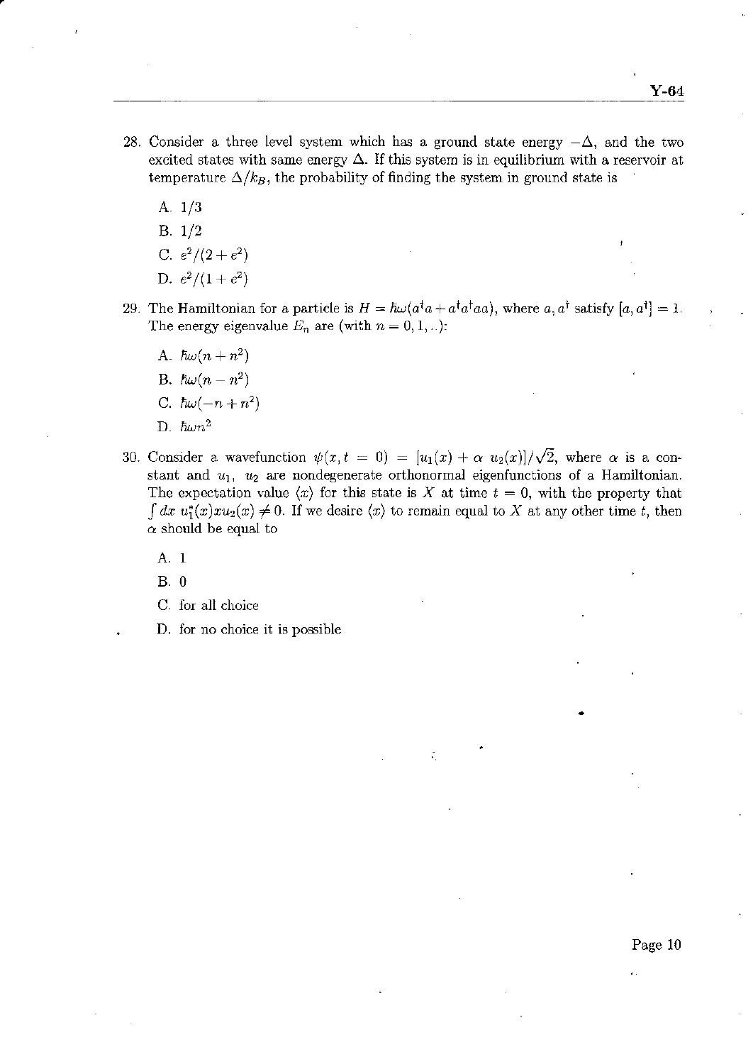28. Consider a three level system which has a ground state energy $-\Delta$, and the two excited states with same energy $\Delta$. If this system is in equilibrium with a reservoir at temperature $\Delta/k_B$, the probability of finding the system in ground state is

    A. 1/3

    B. 1/2

    C. $e^2/(2+e^2)$

    D. $e^2/(1+e^2)$

29. The Hamiltonian for a particle is $H = \hbar\omega(a^\dagger a + a^\dagger a^\dagger a a)$, where $a, a^\dagger$ satisfy $[a, a^\dagger] = 1$. The energy eigenvalue $E_n$ are (with $n = 0, 1, ..$):

    A. $\hbar\omega(n + n^2)$

    B. $\hbar\omega(n - n^2)$

    C. $\hbar\omega(-n + n^2)$

    D. $\hbar\omega n^2$

30. Consider a wavefunction $\psi(x, t = 0) = [u_1(x) + \alpha\ u_2(x)]/\sqrt{2}$, where $\alpha$ is a constant and $u_1$, $u_2$ are nondegenerate orthonormal eigenfunctions of a Hamiltonian. The expectation value $\langle x \rangle$ for this state is $X$ at time $t = 0$, with the property that $\int dx\ u_1^*(x) x u_2(x) \neq 0$. If we desire $\langle x \rangle$ to remain equal to $X$ at any other time $t$, then $\alpha$ should be equal to

    A. 1

    B. 0

    C. for all choice

    D. for no choice it is possible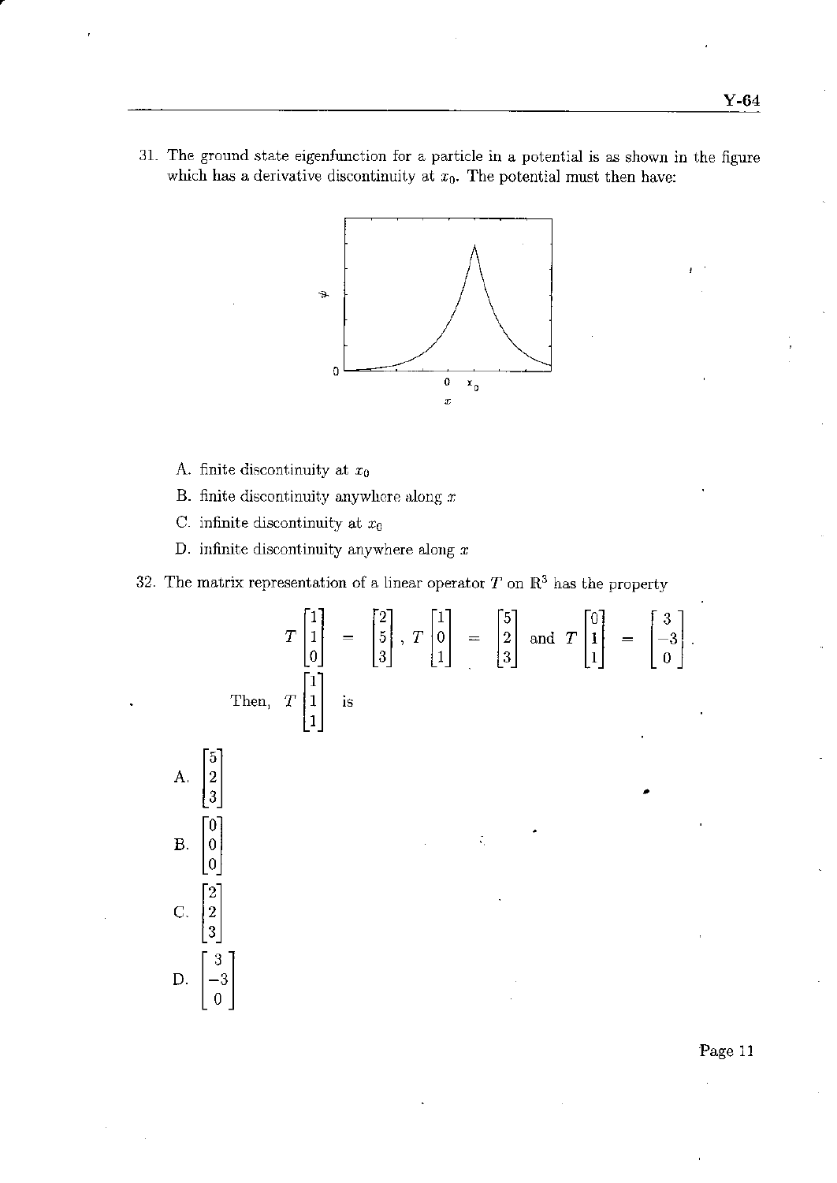31. The ground state eigenfunction for a particle in a potential is as shown in the figure which has a derivative discontinuity at $x_0$. The potential must then have:

A. finite discontinuity at $x_0$

B. finite discontinuity anywhere along $x$

C. infinite discontinuity at $x_0$

D. infinite discontinuity anywhere along $x$

32. The matrix representation of a linear operator $T$ on $\mathbb{R}^3$ has the property

$$T\begin{bmatrix}1\\1\\0\end{bmatrix} = \begin{bmatrix}2\\5\\3\end{bmatrix},\ T\begin{bmatrix}1\\0\\1\end{bmatrix} = \begin{bmatrix}5\\2\\3\end{bmatrix} \text{ and } T\begin{bmatrix}0\\1\\1\end{bmatrix} = \begin{bmatrix}3\\-3\\0\end{bmatrix}.$$

Then, $T\begin{bmatrix}1\\1\\1\end{bmatrix}$ is

A. $\begin{bmatrix}5\\2\\3\end{bmatrix}$

B. $\begin{bmatrix}0\\0\\0\end{bmatrix}$

C. $\begin{bmatrix}2\\2\\3\end{bmatrix}$

D. $\begin{bmatrix}3\\-3\\0\end{bmatrix}$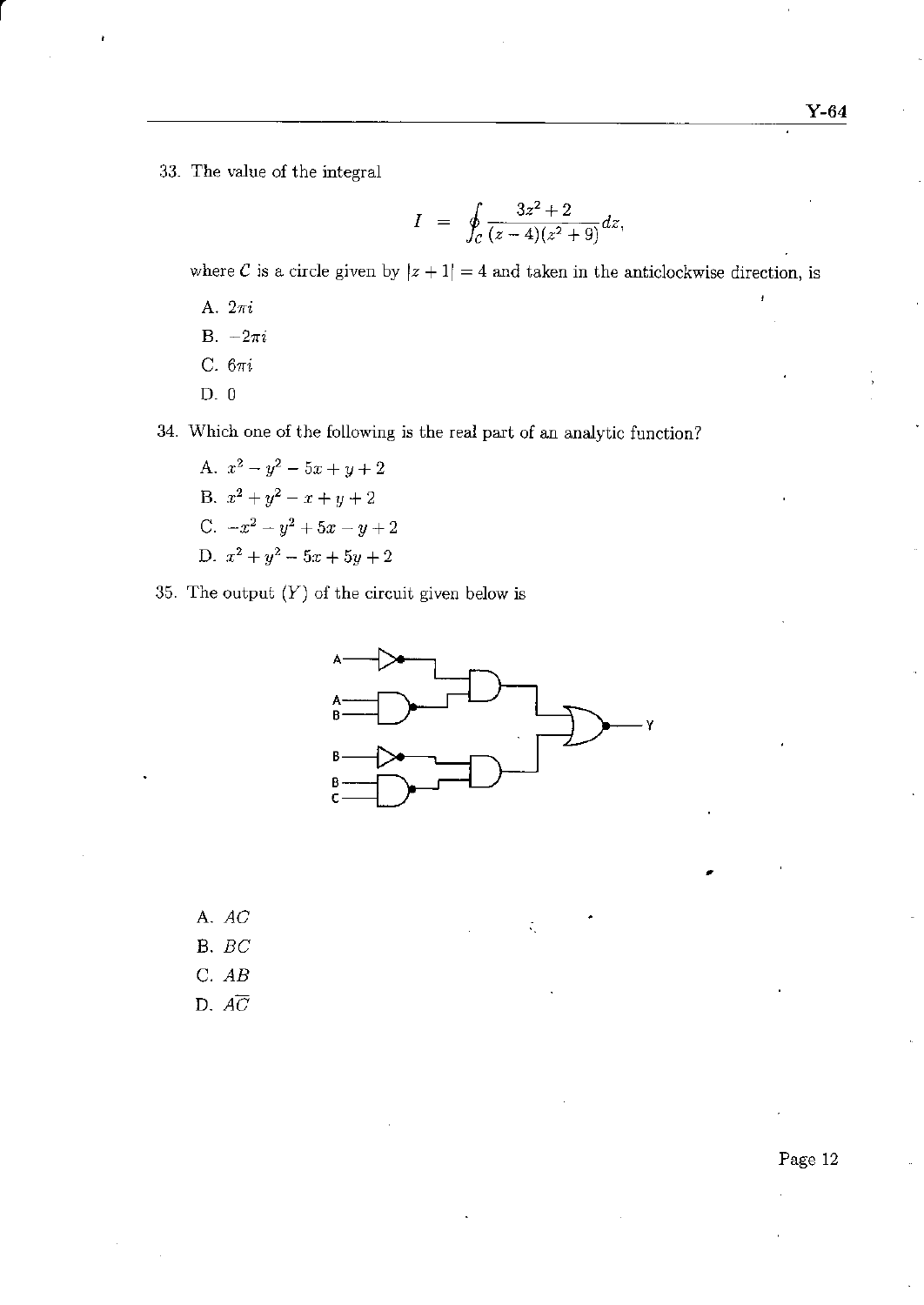33. The value of the integral

$$I = \oint_C \frac{3z^2 + 2}{(z-4)(z^2+9)} dz,$$

where $C$ is a circle given by $|z+1| = 4$ and taken in the anticlockwise direction, is

A. $2\pi i$

B. $-2\pi i$

C. $6\pi i$

D. 0

34. Which one of the following is the real part of an analytic function?

A. $x^2 - y^2 - 5x + y + 2$

B. $x^2 + y^2 - x + y + 2$

C. $-x^2 - y^2 + 5x - y + 2$

D. $x^2 + y^2 - 5x + 5y + 2$

35. The output $(Y)$ of the circuit given below is

A. $AC$

B. $BC$

C. $AB$

D. $A\overline{C}$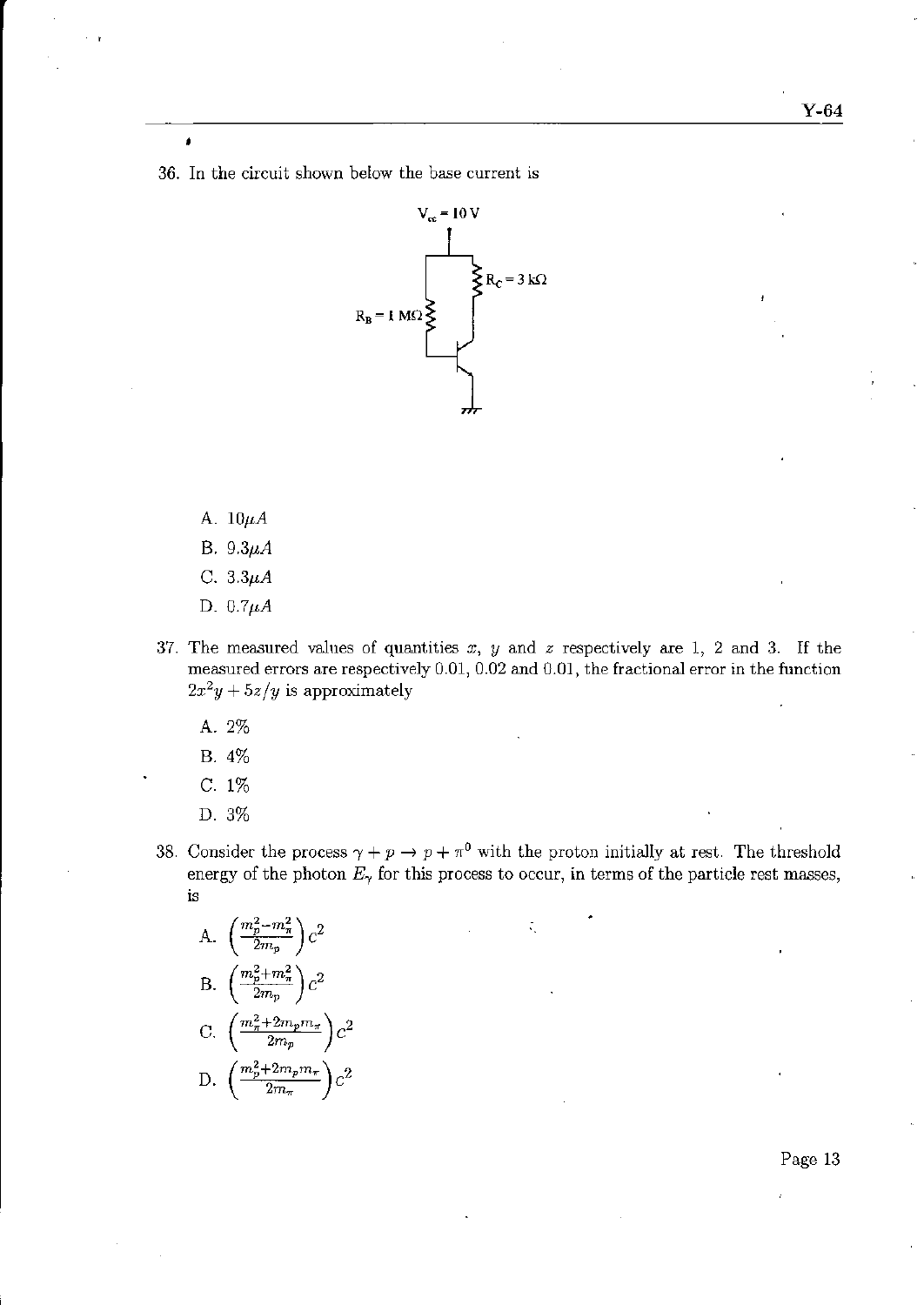36. In the circuit shown below the base current is

$V_{cc} = 10$ V

$R_C = 3$ kΩ

$R_B = 1$ MΩ

A. $10\mu A$

B. $9.3\mu A$

C. $3.3\mu A$

D. $0.7\mu A$

37. The measured values of quantities $x$, $y$ and $z$ respectively are 1, 2 and 3. If the measured errors are respectively 0.01, 0.02 and 0.01, the fractional error in the function $2x^2y + 5z/y$ is approximately

A. 2%

B. 4%

C. 1%

D. 3%

38. Consider the process $\gamma + p \rightarrow p + \pi^0$ with the proton initially at rest. The threshold energy of the photon $E_\gamma$ for this process to occur, in terms of the particle rest masses, is

A. $\left(\frac{m_p^2 - m_\pi^2}{2m_p}\right)c^2$

B. $\left(\frac{m_p^2 + m_\pi^2}{2m_p}\right)c^2$

C. $\left(\frac{m_\pi^2 + 2m_p m_\pi}{2m_p}\right)c^2$

D. $\left(\frac{m_p^2 + 2m_p m_\pi}{2m_\pi}\right)c^2$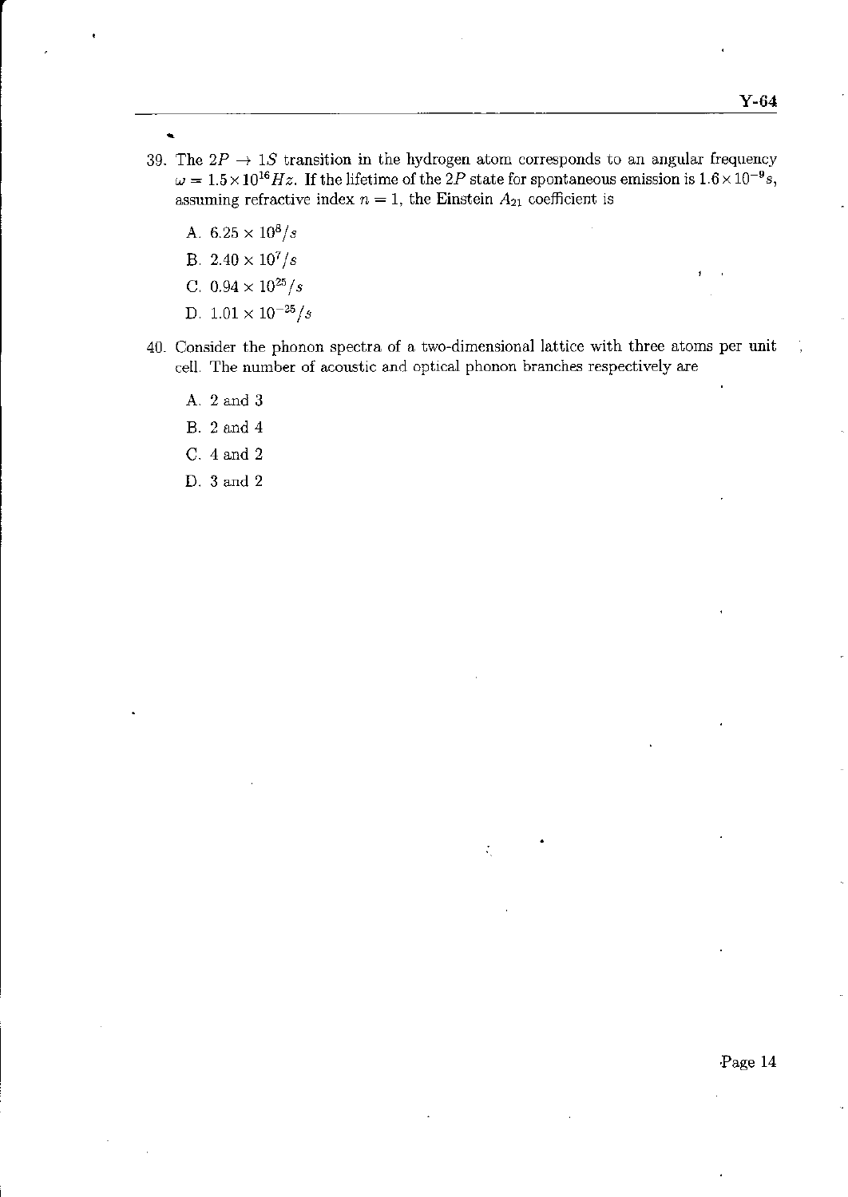39. The $2P \to 1S$ transition in the hydrogen atom corresponds to an angular frequency $\omega = 1.5 \times 10^{16} Hz$. If the lifetime of the $2P$ state for spontaneous emission is $1.6 \times 10^{-9} s$, assuming refractive index $n = 1$, the Einstein $A_{21}$ coefficient is

   A. $6.25 \times 10^{8}/s$

   B. $2.40 \times 10^{7}/s$

   C. $0.94 \times 10^{25}/s$

   D. $1.01 \times 10^{-25}/s$

40. Consider the phonon spectra of a two-dimensional lattice with three atoms per unit cell. The number of acoustic and optical phonon branches respectively are

   A. 2 and 3

   B. 2 and 4

   C. 4 and 2

   D. 3 and 2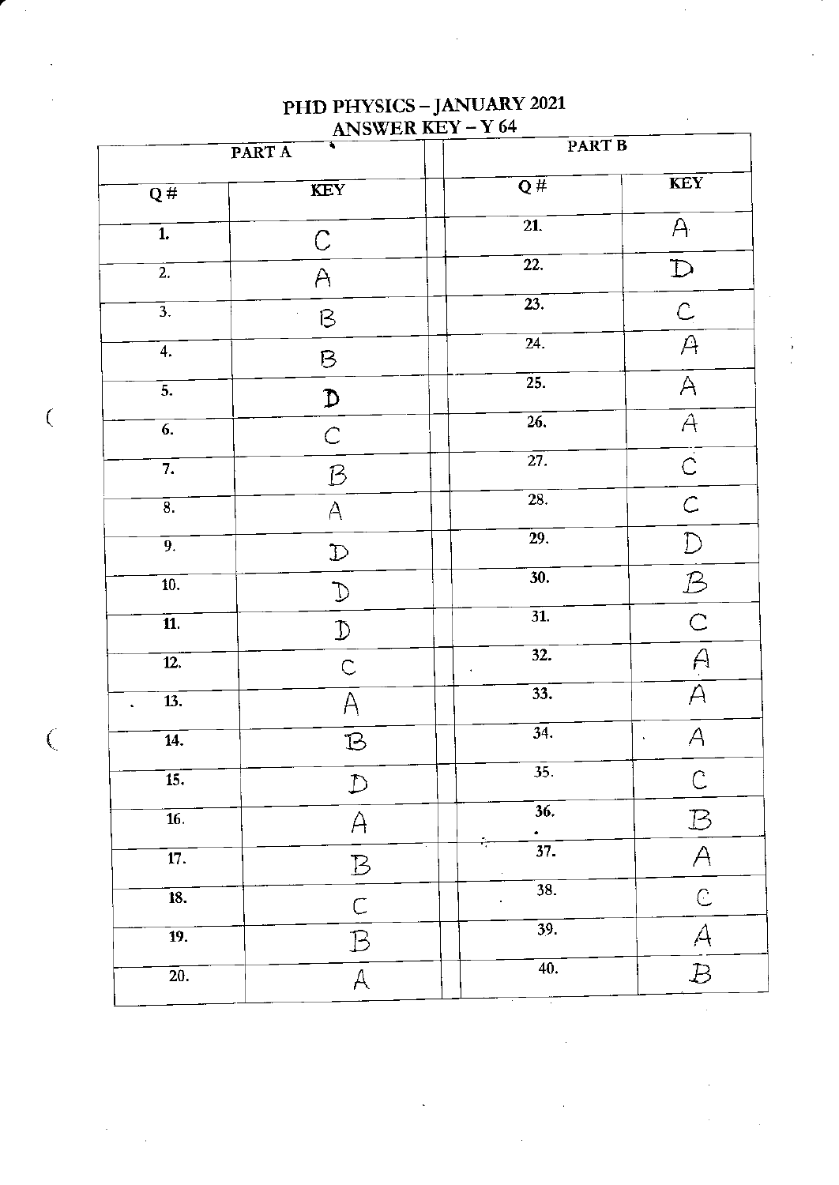# PHD PHYSICS – JANUARY 2021

## ANSWER KEY – Y 64

| PART A | | | PART B | |
|---|---|---|---|---|
| Q # | KEY | | Q # | KEY |
| 1. | C | | 21. | A |
| 2. | A | | 22. | D |
| 3. | B | | 23. | C |
| 4. | B | | 24. | A |
| 5. | D | | 25. | A |
| 6. | C | | 26. | A |
| 7. | B | | 27. | C |
| 8. | A | | 28. | C |
| 9. | D | | 29. | D |
| 10. | D | | 30. | B |
| 11. | D | | 31. | C |
| 12. | C | | 32. | A |
| 13. | A | | 33. | A |
| 14. | B | | 34. | A |
| 15. | D | | 35. | C |
| 16. | A | | 36. | B |
| 17. | B | | 37. | A |
| 18. | C | | 38. | C |
| 19. | B | | 39. | A |
| 20. | A | | 40. | B |